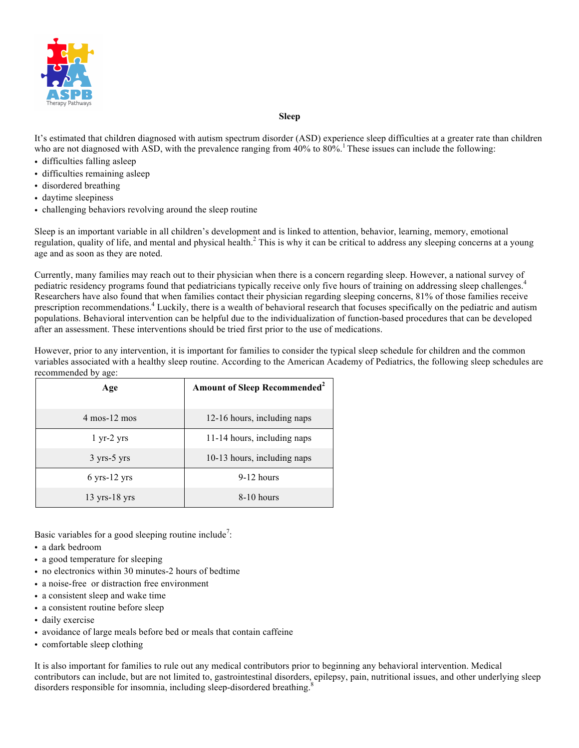ASPB Therapy Pathways

# Sleep

It's estimated that children diagnosed with autism spectrum disorder (ASD) experience sleep difficulties at a greater rate than children who are not diagnosed with ASD, with the prevalence ranging from 40% to 80%.[1] These issues can include the following:

- difficulties falling asleep
- difficulties remaining asleep
- disordered breathing
- daytime sleepiness
- challenging behaviors revolving around the sleep routine

Sleep is an important variable in all children's development and is linked to attention, behavior, learning, memory, emotional regulation, quality of life, and mental and physical health.[2] This is why it can be critical to address any sleeping concerns at a young age and as soon as they are noted.

Currently, many families may reach out to their physician when there is a concern regarding sleep. However, a national survey of pediatric residency programs found that pediatricians typically receive only five hours of training on addressing sleep challenges.[4] Researchers have also found that when families contact their physician regarding sleeping concerns, 81% of those families receive prescription recommendations.[4] Luckily, there is a wealth of behavioral research that focuses specifically on the pediatric and autism populations. Behavioral intervention can be helpful due to the individualization of function-based procedures that can be developed after an assessment. These interventions should be tried first prior to the use of medications.

However, prior to any intervention, it is important for families to consider the typical sleep schedule for children and the common variables associated with a healthy sleep routine. According to the American Academy of Pediatrics, the following sleep schedules are recommended by age:

| Age | Amount of Sleep Recommended[2] |
| --- | --- |
| 4 mos-12 mos | 12-16 hours, including naps |
| 1 yr-2 yrs | 11-14 hours, including naps |
| 3 yrs-5 yrs | 10-13 hours, including naps |
| 6 yrs-12 yrs | 9-12 hours |
| 13 yrs-18 yrs | 8-10 hours |

Basic variables for a good sleeping routine include[7]:

- a dark bedroom
- a good temperature for sleeping
- no electronics within 30 minutes-2 hours of bedtime
- a noise-free or distraction free environment
- a consistent sleep and wake time
- a consistent routine before sleep
- daily exercise
- avoidance of large meals before bed or meals that contain caffeine
- comfortable sleep clothing

It is also important for families to rule out any medical contributors prior to beginning any behavioral intervention. Medical contributors can include, but are not limited to, gastrointestinal disorders, epilepsy, pain, nutritional issues, and other underlying sleep disorders responsible for insomnia, including sleep-disordered breathing.[8]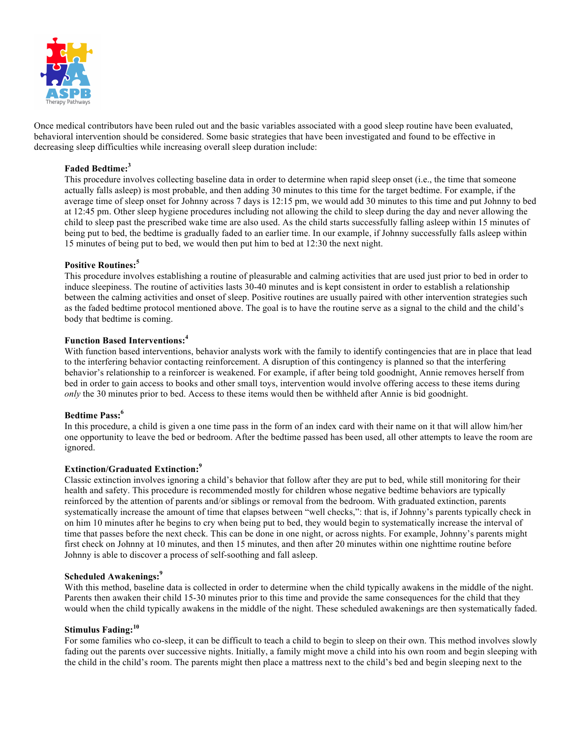Once medical contributors have been ruled out and the basic variables associated with a good sleep routine have been evaluated, behavioral intervention should be considered. Some basic strategies that have been investigated and found to be effective in decreasing sleep difficulties while increasing overall sleep duration include:

**Faded Bedtime:**[3]
This procedure involves collecting baseline data in order to determine when rapid sleep onset (i.e., the time that someone actually falls asleep) is most probable, and then adding 30 minutes to this time for the target bedtime. For example, if the average time of sleep onset for Johnny across 7 days is 12:15 pm, we would add 30 minutes to this time and put Johnny to bed at 12:45 pm. Other sleep hygiene procedures including not allowing the child to sleep during the day and never allowing the child to sleep past the prescribed wake time are also used. As the child starts successfully falling asleep within 15 minutes of being put to bed, the bedtime is gradually faded to an earlier time. In our example, if Johnny successfully falls asleep within 15 minutes of being put to bed, we would then put him to bed at 12:30 the next night.

**Positive Routines:**[5]
This procedure involves establishing a routine of pleasurable and calming activities that are used just prior to bed in order to induce sleepiness. The routine of activities lasts 30-40 minutes and is kept consistent in order to establish a relationship between the calming activities and onset of sleep. Positive routines are usually paired with other intervention strategies such as the faded bedtime protocol mentioned above. The goal is to have the routine serve as a signal to the child and the child's body that bedtime is coming.

**Function Based Interventions:**[4]
With function based interventions, behavior analysts work with the family to identify contingencies that are in place that lead to the interfering behavior contacting reinforcement. A disruption of this contingency is planned so that the interfering behavior's relationship to a reinforcer is weakened. For example, if after being told goodnight, Annie removes herself from bed in order to gain access to books and other small toys, intervention would involve offering access to these items during *only* the 30 minutes prior to bed. Access to these items would then be withheld after Annie is bid goodnight.

**Bedtime Pass:**[6]
In this procedure, a child is given a one time pass in the form of an index card with their name on it that will allow him/her one opportunity to leave the bed or bedroom. After the bedtime passed has been used, all other attempts to leave the room are ignored.

**Extinction/Graduated Extinction:**[9]
Classic extinction involves ignoring a child's behavior that follow after they are put to bed, while still monitoring for their health and safety. This procedure is recommended mostly for children whose negative bedtime behaviors are typically reinforced by the attention of parents and/or siblings or removal from the bedroom. With graduated extinction, parents systematically increase the amount of time that elapses between "well checks,": that is, if Johnny's parents typically check in on him 10 minutes after he begins to cry when being put to bed, they would begin to systematically increase the interval of time that passes before the next check. This can be done in one night, or across nights. For example, Johnny's parents might first check on Johnny at 10 minutes, and then 15 minutes, and then after 20 minutes within one nighttime routine before Johnny is able to discover a process of self-soothing and fall asleep.

**Scheduled Awakenings:**[9]
With this method, baseline data is collected in order to determine when the child typically awakens in the middle of the night. Parents then awaken their child 15-30 minutes prior to this time and provide the same consequences for the child that they would when the child typically awakens in the middle of the night. These scheduled awakenings are then systematically faded.

**Stimulus Fading:**[10]
For some families who co-sleep, it can be difficult to teach a child to begin to sleep on their own. This method involves slowly fading out the parents over successive nights. Initially, a family might move a child into his own room and begin sleeping with the child in the child's room. The parents might then place a mattress next to the child's bed and begin sleeping next to the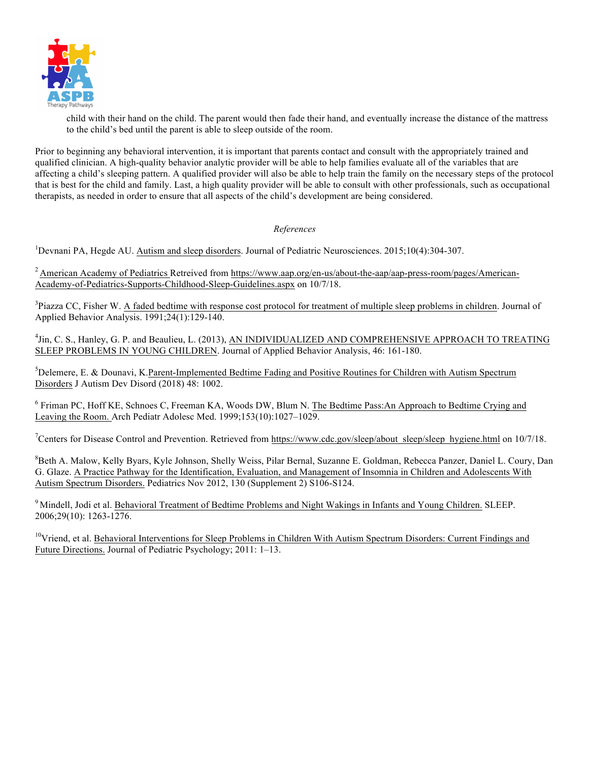child with their hand on the child. The parent would then fade their hand, and eventually increase the distance of the mattress to the child's bed until the parent is able to sleep outside of the room.

Prior to beginning any behavioral intervention, it is important that parents contact and consult with the appropriately trained and qualified clinician. A high-quality behavior analytic provider will be able to help families evaluate all of the variables that are affecting a child's sleeping pattern. A qualified provider will also be able to help train the family on the necessary steps of the protocol that is best for the child and family. Last, a high quality provider will be able to consult with other professionals, such as occupational therapists, as needed in order to ensure that all aspects of the child's development are being considered.

*References*

[1]Devnani PA, Hegde AU. Autism and sleep disorders. Journal of Pediatric Neurosciences. 2015;10(4):304-307.

[2] American Academy of Pediatrics Retreived from https://www.aap.org/en-us/about-the-aap/aap-press-room/pages/American-Academy-of-Pediatrics-Supports-Childhood-Sleep-Guidelines.aspx on 10/7/18.

[3]Piazza CC, Fisher W. A faded bedtime with response cost protocol for treatment of multiple sleep problems in children. Journal of Applied Behavior Analysis. 1991;24(1):129-140.

[4]Jin, C. S., Hanley, G. P. and Beaulieu, L. (2013), AN INDIVIDUALIZED AND COMPREHENSIVE APPROACH TO TREATING SLEEP PROBLEMS IN YOUNG CHILDREN. Journal of Applied Behavior Analysis, 46: 161-180.

[5]Delemere, E. & Dounavi, K.Parent-Implemented Bedtime Fading and Positive Routines for Children with Autism Spectrum Disorders J Autism Dev Disord (2018) 48: 1002.

[6] Friman PC, Hoff KE, Schnoes C, Freeman KA, Woods DW, Blum N. The Bedtime Pass:An Approach to Bedtime Crying and Leaving the Room. Arch Pediatr Adolesc Med. 1999;153(10):1027–1029.

[7]Centers for Disease Control and Prevention. Retrieved from https://www.cdc.gov/sleep/about_sleep/sleep_hygiene.html on 10/7/18.

[8]Beth A. Malow, Kelly Byars, Kyle Johnson, Shelly Weiss, Pilar Bernal, Suzanne E. Goldman, Rebecca Panzer, Daniel L. Coury, Dan G. Glaze. A Practice Pathway for the Identification, Evaluation, and Management of Insomnia in Children and Adolescents With Autism Spectrum Disorders. Pediatrics Nov 2012, 130 (Supplement 2) S106-S124.

[9] Mindell, Jodi et al. Behavioral Treatment of Bedtime Problems and Night Wakings in Infants and Young Children. SLEEP. 2006;29(10): 1263-1276.

[10]Vriend, et al. Behavioral Interventions for Sleep Problems in Children With Autism Spectrum Disorders: Current Findings and Future Directions. Journal of Pediatric Psychology; 2011: 1–13.